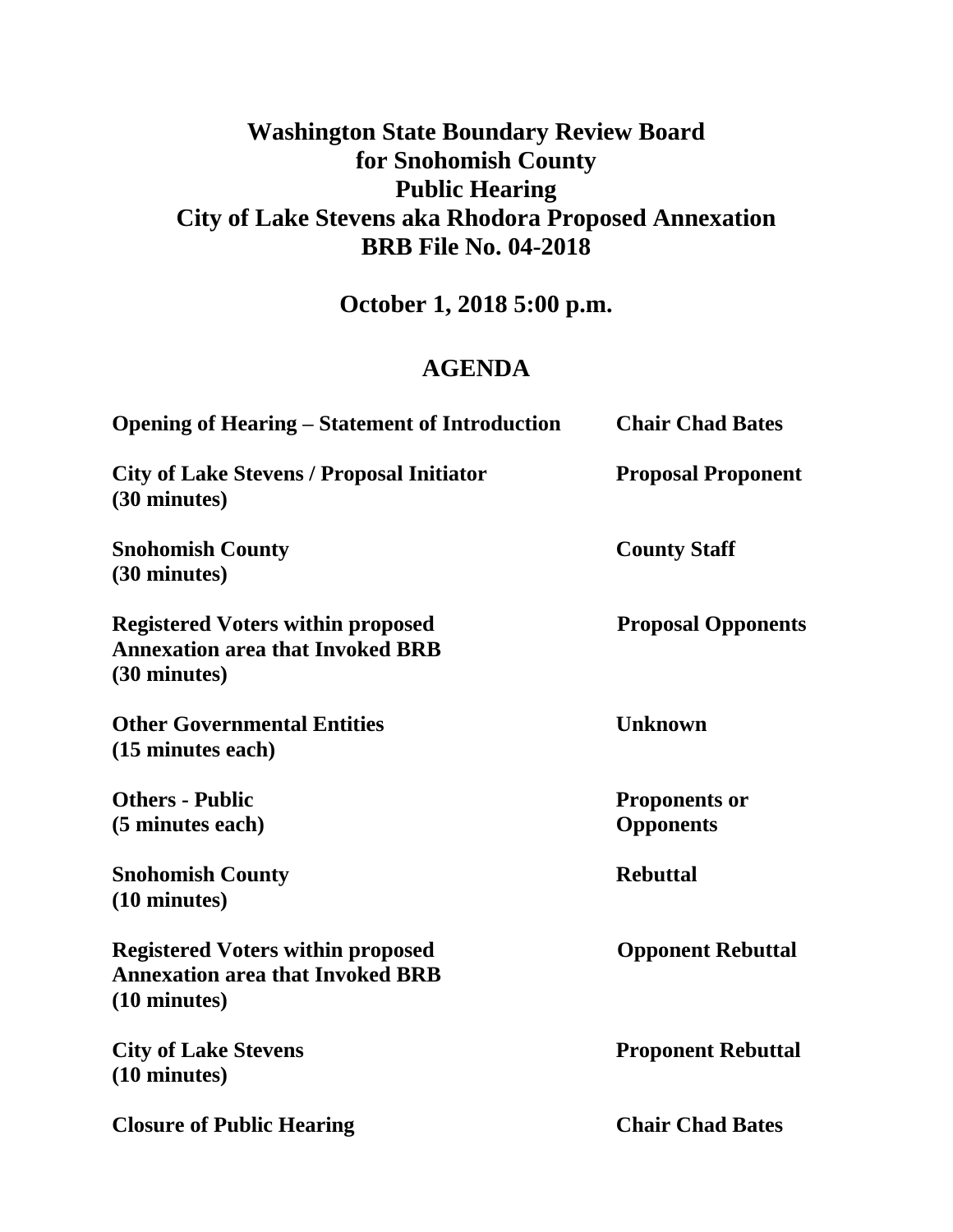# Washington State Boundary Review Board for Snohomish County Public Hearing City of Lake Stevens aka Rhodora Proposed Annexation BRB File No. 04-2018

## October 1, 2018 5:00 p.m.

## AGENDA

| | |
|---|---|
| **Opening of Hearing – Statement of Introduction** | **Chair Chad Bates** |
| **City of Lake Stevens / Proposal Initiator (30 minutes)** | **Proposal Proponent** |
| **Snohomish County (30 minutes)** | **County Staff** |
| **Registered Voters within proposed Annexation area that Invoked BRB (30 minutes)** | **Proposal Opponents** |
| **Other Governmental Entities (15 minutes each)** | **Unknown** |
| **Others - Public (5 minutes each)** | **Proponents or Opponents** |
| **Snohomish County (10 minutes)** | **Rebuttal** |
| **Registered Voters within proposed Annexation area that Invoked BRB (10 minutes)** | **Opponent Rebuttal** |
| **City of Lake Stevens (10 minutes)** | **Proponent Rebuttal** |
| **Closure of Public Hearing** | **Chair Chad Bates** |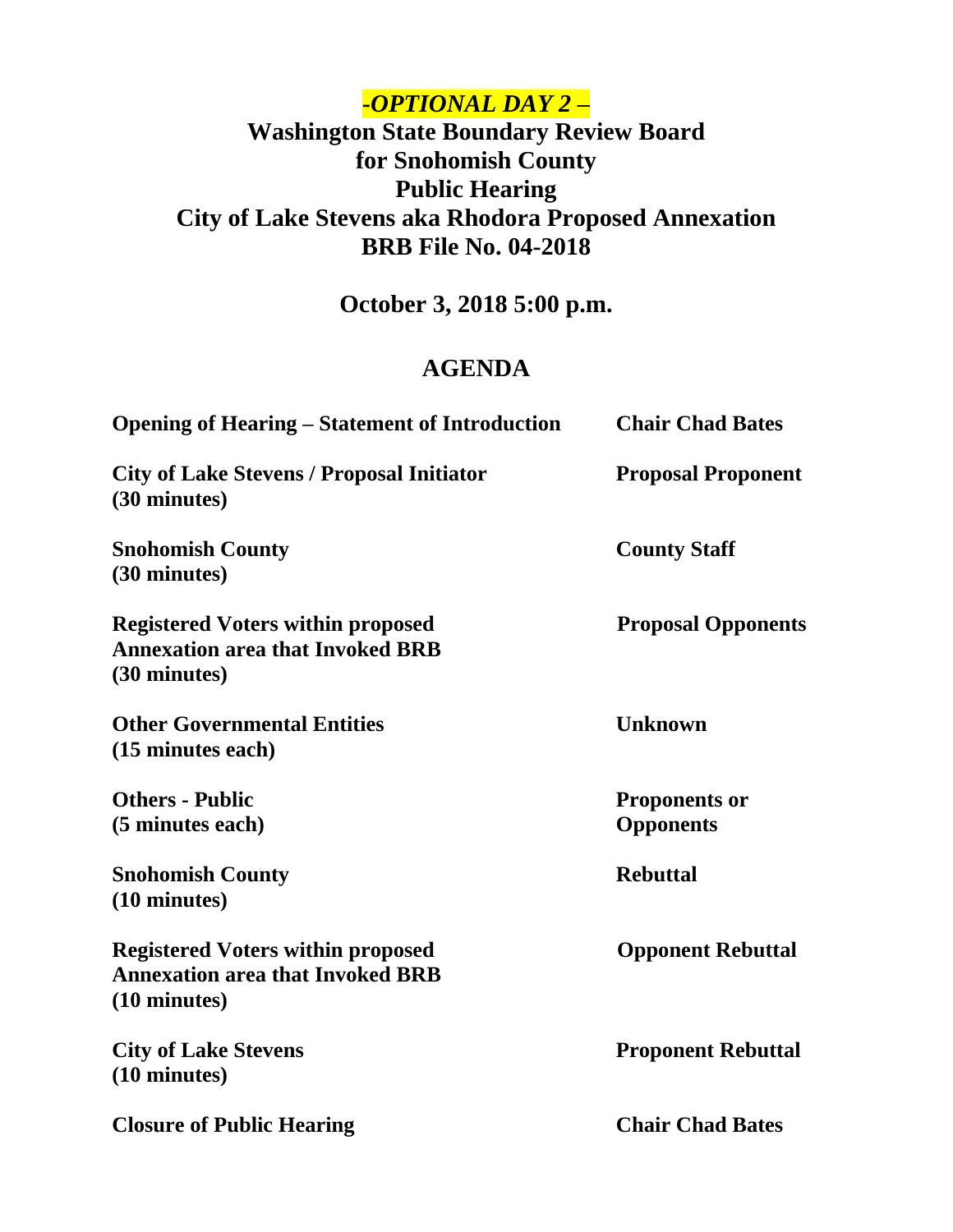***-OPTIONAL DAY 2 –***

# Washington State Boundary Review Board for Snohomish County Public Hearing City of Lake Stevens aka Rhodora Proposed Annexation BRB File No. 04-2018

## October 3, 2018 5:00 p.m.

## AGENDA

| | |
|---|---|
| **Opening of Hearing – Statement of Introduction** | **Chair Chad Bates** |
| **City of Lake Stevens / Proposal Initiator (30 minutes)** | **Proposal Proponent** |
| **Snohomish County (30 minutes)** | **County Staff** |
| **Registered Voters within proposed Annexation area that Invoked BRB (30 minutes)** | **Proposal Opponents** |
| **Other Governmental Entities (15 minutes each)** | **Unknown** |
| **Others - Public (5 minutes each)** | **Proponents or Opponents** |
| **Snohomish County (10 minutes)** | **Rebuttal** |
| **Registered Voters within proposed Annexation area that Invoked BRB (10 minutes)** | **Opponent Rebuttal** |
| **City of Lake Stevens (10 minutes)** | **Proponent Rebuttal** |
| **Closure of Public Hearing** | **Chair Chad Bates** |